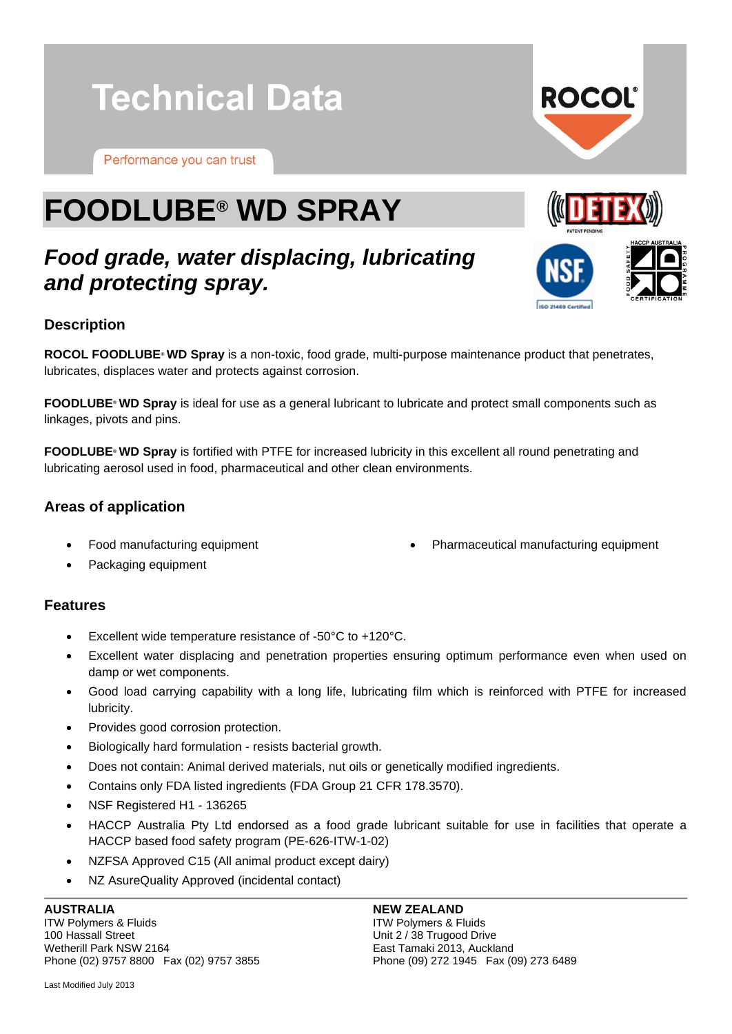# Technical Data

Performance you can trust

# FOODLUBE® WD SPRAY

## *Food grade, water displacing, lubricating and protecting spray.*

### Description

**ROCOL FOODLUBE® WD Spray** is a non-toxic, food grade, multi-purpose maintenance product that penetrates, lubricates, displaces water and protects against corrosion.

**FOODLUBE® WD Spray** is ideal for use as a general lubricant to lubricate and protect small components such as linkages, pivots and pins.

**FOODLUBE® WD Spray** is fortified with PTFE for increased lubricity in this excellent all round penetrating and lubricating aerosol used in food, pharmaceutical and other clean environments.

### Areas of application

- Food manufacturing equipment
- Packaging equipment
- Pharmaceutical manufacturing equipment

### Features

- Excellent wide temperature resistance of -50°C to +120°C.
- Excellent water displacing and penetration properties ensuring optimum performance even when used on damp or wet components.
- Good load carrying capability with a long life, lubricating film which is reinforced with PTFE for increased lubricity.
- Provides good corrosion protection.
- Biologically hard formulation - resists bacterial growth.
- Does not contain: Animal derived materials, nut oils or genetically modified ingredients.
- Contains only FDA listed ingredients (FDA Group 21 CFR 178.3570).
- NSF Registered H1 - 136265
- HACCP Australia Pty Ltd endorsed as a food grade lubricant suitable for use in facilities that operate a HACCP based food safety program (PE-626-ITW-1-02)
- NZFSA Approved C15 (All animal product except dairy)
- NZ AsureQuality Approved (incidental contact)

**AUSTRALIA**
ITW Polymers & Fluids
100 Hassall Street
Wetherill Park NSW 2164
Phone (02) 9757 8800 Fax (02) 9757 3855

**NEW ZEALAND**
ITW Polymers & Fluids
Unit 2 / 38 Trugood Drive
East Tamaki 2013, Auckland
Phone (09) 272 1945 Fax (09) 273 6489

Last Modified July 2013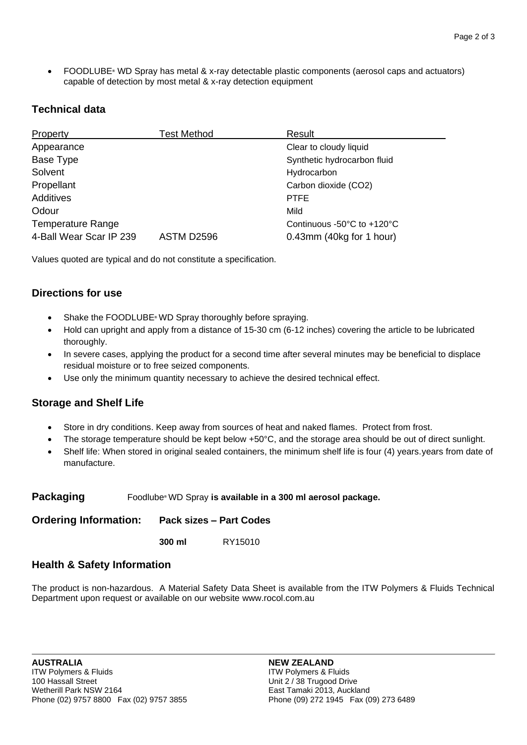- FOODLUBE® WD Spray has metal & x-ray detectable plastic components (aerosol caps and actuators) capable of detection by most metal & x-ray detection equipment

## Technical data

| Property | Test Method | Result |
|---|---|---|
| Appearance | | Clear to cloudy liquid |
| Base Type | | Synthetic hydrocarbon fluid |
| Solvent | | Hydrocarbon |
| Propellant | | Carbon dioxide ($CO_2$) |
| Additives | | PTFE |
| Odour | | Mild |
| Temperature Range | | Continuous -50°C to +120°C |
| 4-Ball Wear Scar IP 239 | ASTM D2596 | 0.43mm (40kg for 1 hour) |

Values quoted are typical and do not constitute a specification.

## Directions for use

- Shake the FOODLUBE® WD Spray thoroughly before spraying.
- Hold can upright and apply from a distance of 15-30 cm (6-12 inches) covering the article to be lubricated thoroughly.
- In severe cases, applying the product for a second time after several minutes may be beneficial to displace residual moisture or to free seized components.
- Use only the minimum quantity necessary to achieve the desired technical effect.

## Storage and Shelf Life

- Store in dry conditions. Keep away from sources of heat and naked flames. Protect from frost.
- The storage temperature should be kept below +50°C, and the storage area should be out of direct sunlight.
- Shelf life: When stored in original sealed containers, the minimum shelf life is four (4) years.years from date of manufacture.

**Packaging** Foodlube® WD Spray **is available in a 300 ml aerosol package.**

**Ordering Information:** **Pack sizes – Part Codes**

| | |
|---|---|
| **300 ml** | RY15010 |

## Health & Safety Information

The product is non-hazardous. A Material Safety Data Sheet is available from the ITW Polymers & Fluids Technical Department upon request or available on our website www.rocol.com.au

**AUSTRALIA**
ITW Polymers & Fluids
100 Hassall Street
Wetherill Park NSW 2164
Phone (02) 9757 8800 Fax (02) 9757 3855

**NEW ZEALAND**
ITW Polymers & Fluids
Unit 2 / 38 Trugood Drive
East Tamaki 2013, Auckland
Phone (09) 272 1945 Fax (09) 273 6489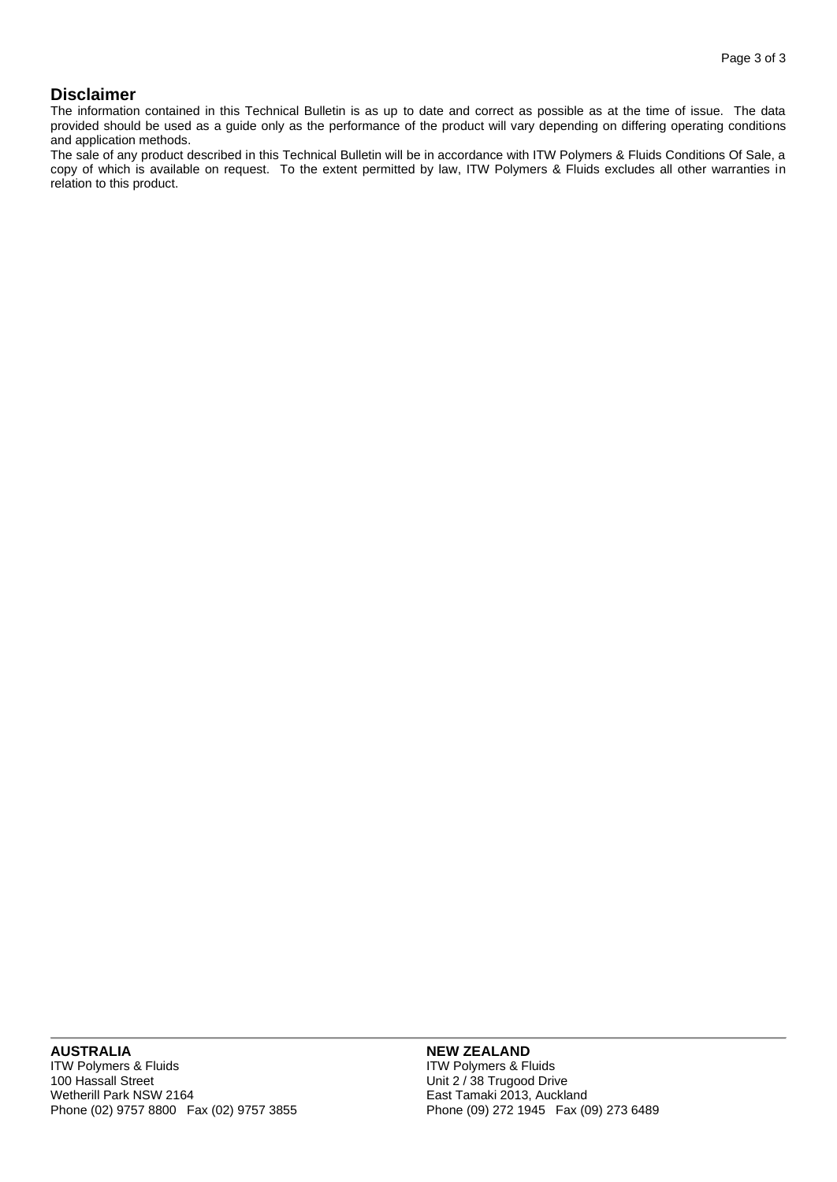## Disclaimer

The information contained in this Technical Bulletin is as up to date and correct as possible as at the time of issue. The data provided should be used as a guide only as the performance of the product will vary depending on differing operating conditions and application methods.

The sale of any product described in this Technical Bulletin will be in accordance with ITW Polymers & Fluids Conditions Of Sale, a copy of which is available on request. To the extent permitted by law, ITW Polymers & Fluids excludes all other warranties in relation to this product.

**AUSTRALIA**
ITW Polymers & Fluids
100 Hassall Street
Wetherill Park NSW 2164
Phone (02) 9757 8800 Fax (02) 9757 3855

**NEW ZEALAND**
ITW Polymers & Fluids
Unit 2 / 38 Trugood Drive
East Tamaki 2013, Auckland
Phone (09) 272 1945 Fax (09) 273 6489